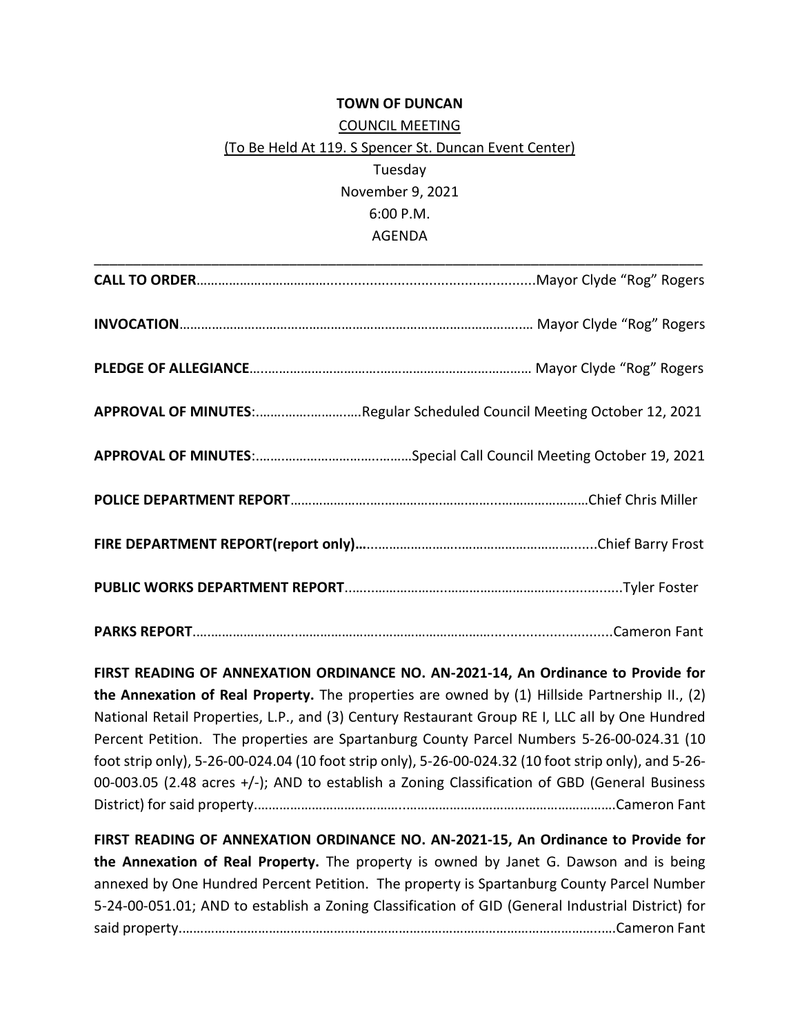**TOWN OF DUNCAN**

COUNCIL MEETING

(To Be Held At 119. S Spencer St. Duncan Event Center)

Tuesday

November 9, 2021

6:00 P.M.

AGENDA

---

**CALL TO ORDER**……………………………………..............................................Mayor Clyde "Rog" Rogers

**INVOCATION**…………………………………………………………………………………..… Mayor Clyde "Rog" Rogers

**PLEDGE OF ALLEGIANCE**….…………………………………………………………………… Mayor Clyde "Rog" Rogers

**APPROVAL OF MINUTES**:………………………..Regular Scheduled Council Meeting October 12, 2021

**APPROVAL OF MINUTES**:…………………………….………Special Call Council Meeting October 19, 2021

**POLICE DEPARTMENT REPORT**………………….…………………………..……………………Chief Chris Miller

**FIRE DEPARTMENT REPORT(report only)…**..………………….………………………………......Chief Barry Frost

**PUBLIC WORKS DEPARTMENT REPORT**.…...………………..…………………….................Tyler Foster

**PARKS REPORT**……………………...………………….……………………………..............................Cameron Fant

**FIRST READING OF ANNEXATION ORDINANCE NO. AN-2021-14, An Ordinance to Provide for the Annexation of Real Property.** The properties are owned by (1) Hillside Partnership II., (2) National Retail Properties, L.P., and (3) Century Restaurant Group RE I, LLC all by One Hundred Percent Petition. The properties are Spartanburg County Parcel Numbers 5-26-00-024.31 (10 foot strip only), 5-26-00-024.04 (10 foot strip only), 5-26-00-024.32 (10 foot strip only), and 5-26-00-003.05 (2.48 acres +/-); AND to establish a Zoning Classification of GBD (General Business District) for said property……………………………..…………………………………………………Cameron Fant

**FIRST READING OF ANNEXATION ORDINANCE NO. AN-2021-15, An Ordinance to Provide for the Annexation of Real Property.** The property is owned by Janet G. Dawson and is being annexed by One Hundred Percent Petition. The property is Spartanburg County Parcel Number 5-24-00-051.01; AND to establish a Zoning Classification of GID (General Industrial District) for said property…………………………………………………………………………………………………..Cameron Fant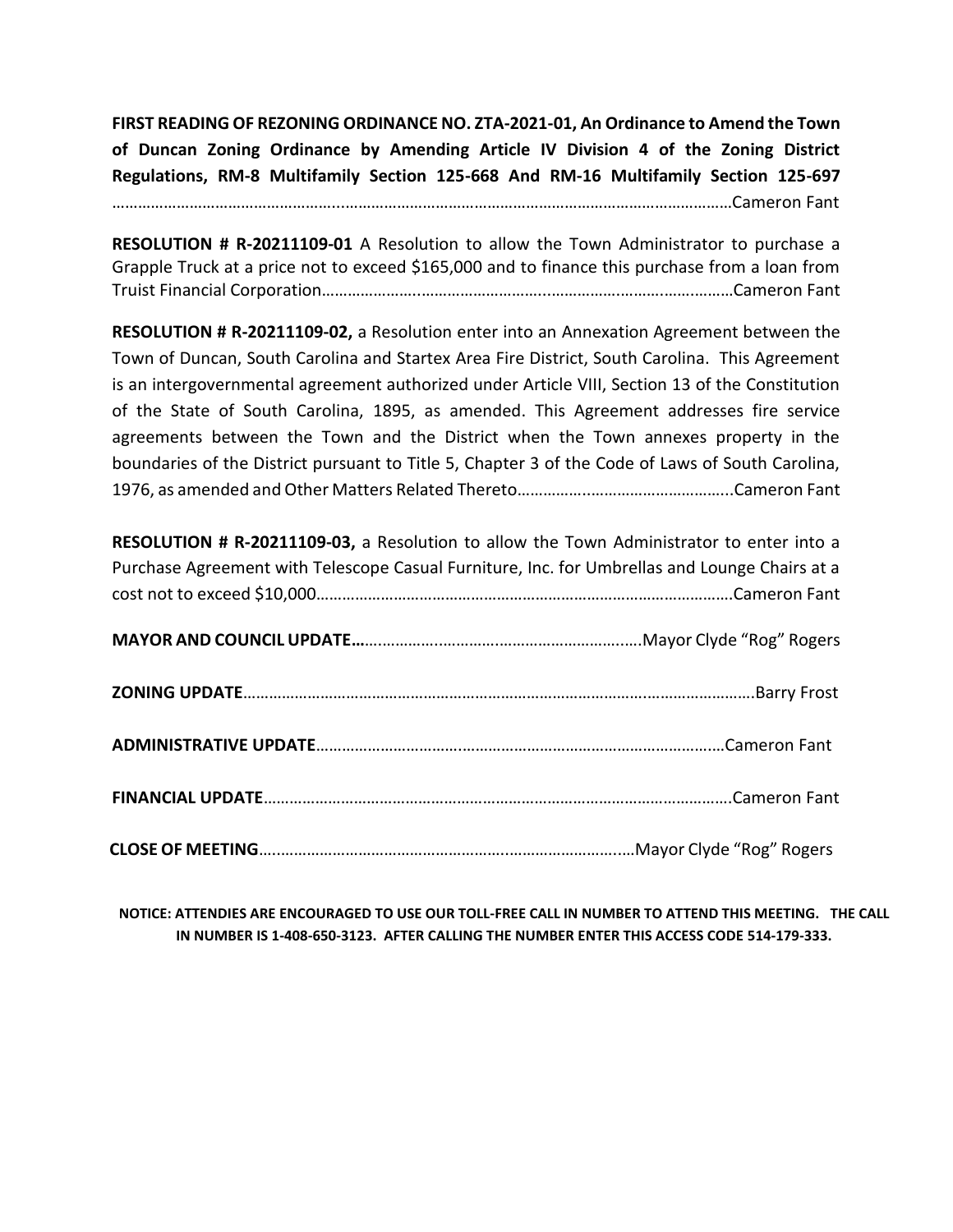**FIRST READING OF REZONING ORDINANCE NO. ZTA-2021-01, An Ordinance to Amend the Town of Duncan Zoning Ordinance by Amending Article IV Division 4 of the Zoning District Regulations, RM-8 Multifamily Section 125-668 And RM-16 Multifamily Section 125-697** ……………………………………………..…………………………………………………………………Cameron Fant

**RESOLUTION # R-20211109-01** A Resolution to allow the Town Administrator to purchase a Grapple Truck at a price not to exceed $165,000 and to finance this purchase from a loan from Truist Financial Corporation…………………..……………………..………………..……………………Cameron Fant

**RESOLUTION # R-20211109-02,** a Resolution enter into an Annexation Agreement between the Town of Duncan, South Carolina and Startex Area Fire District, South Carolina. This Agreement is an intergovernmental agreement authorized under Article VIII, Section 13 of the Constitution of the State of South Carolina, 1895, as amended. This Agreement addresses fire service agreements between the Town and the District when the Town annexes property in the boundaries of the District pursuant to Title 5, Chapter 3 of the Code of Laws of South Carolina, 1976, as amended and Other Matters Related Thereto………………………………………...Cameron Fant

**RESOLUTION # R-20211109-03,** a Resolution to allow the Town Administrator to enter into a Purchase Agreement with Telescope Casual Furniture, Inc. for Umbrellas and Lounge Chairs at a cost not to exceed $10,000…………………………………………………………………………….Cameron Fant

**MAYOR AND COUNCIL UPDATE…**……………..……………………………………..….Mayor Clyde "Rog" Rogers

**ZONING UPDATE**…………………………………………………………………………………………….Barry Frost

**ADMINISTRATIVE UPDATE**…………………………………………………………………………Cameron Fant

**FINANCIAL UPDATE**………………………………………………………………………………………..Cameron Fant

**CLOSE OF MEETING**……………………………………………………………………..….Mayor Clyde "Rog" Rogers

**NOTICE: ATTENDIES ARE ENCOURAGED TO USE OUR TOLL-FREE CALL IN NUMBER TO ATTEND THIS MEETING. THE CALL IN NUMBER IS 1-408-650-3123. AFTER CALLING THE NUMBER ENTER THIS ACCESS CODE 514-179-333.**